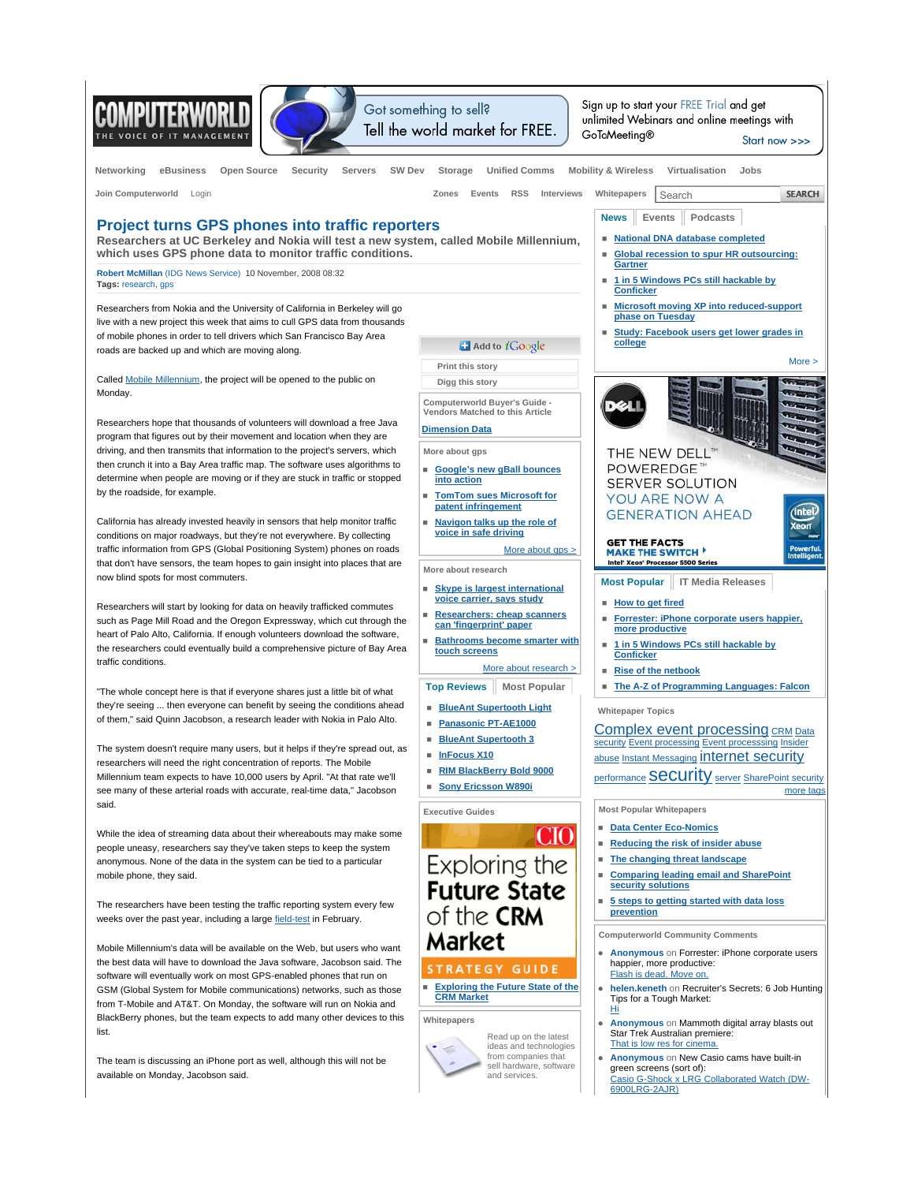# Project turns GPS phones into traffic reporters

**Researchers at UC Berkeley and Nokia will test a new system, called Mobile Millennium, which uses GPS phone data to monitor traffic conditions.**

**Robert McMillan** (IDG News Service) 10 November, 2008 08:32
**Tags:** research, gps

Researchers from Nokia and the University of California in Berkeley will go live with a new project this week that aims to cull GPS data from thousands of mobile phones in order to tell drivers which San Francisco Bay Area roads are backed up and which are moving along.

Called Mobile Millennium, the project will be opened to the public on Monday.

Researchers hope that thousands of volunteers will download a free Java program that figures out by their movement and location when they are driving, and then transmits that information to the project's servers, which then crunch it into a Bay Area traffic map. The software uses algorithms to determine when people are moving or if they are stuck in traffic or stopped by the roadside, for example.

California has already invested heavily in sensors that help monitor traffic conditions on major roadways, but they're not everywhere. By collecting traffic information from GPS (Global Positioning System) phones on roads that don't have sensors, the team hopes to gain insight into places that are now blind spots for most commuters.

Researchers will start by looking for data on heavily trafficked commutes such as Page Mill Road and the Oregon Expressway, which cut through the heart of Palo Alto, California. If enough volunteers download the software, the researchers could eventually build a comprehensive picture of Bay Area traffic conditions.

"The whole concept here is that if everyone shares just a little bit of what they're seeing ... then everyone can benefit by seeing the conditions ahead of them," said Quinn Jacobson, a research leader with Nokia in Palo Alto.

The system doesn't require many users, but it helps if they're spread out, as researchers will need the right concentration of reports. The Mobile Millennium team expects to have 10,000 users by April. "At that rate we'll see many of these arterial roads with accurate, real-time data," Jacobson said.

While the idea of streaming data about their whereabouts may make some people uneasy, researchers say they've taken steps to keep the system anonymous. None of the data in the system can be tied to a particular mobile phone, they said.

The researchers have been testing the traffic reporting system every few weeks over the past year, including a large field-test in February.

Mobile Millennium's data will be available on the Web, but users who want the best data will have to download the Java software, Jacobson said. The software will eventually work on most GPS-enabled phones that run on GSM (Global System for Mobile communications) networks, such as those from T-Mobile and AT&T. On Monday, the software will run on Nokia and BlackBerry phones, but the team expects to add many other devices to this list.

The team is discussing an iPhone port as well, although this will not be available on Monday, Jacobson said.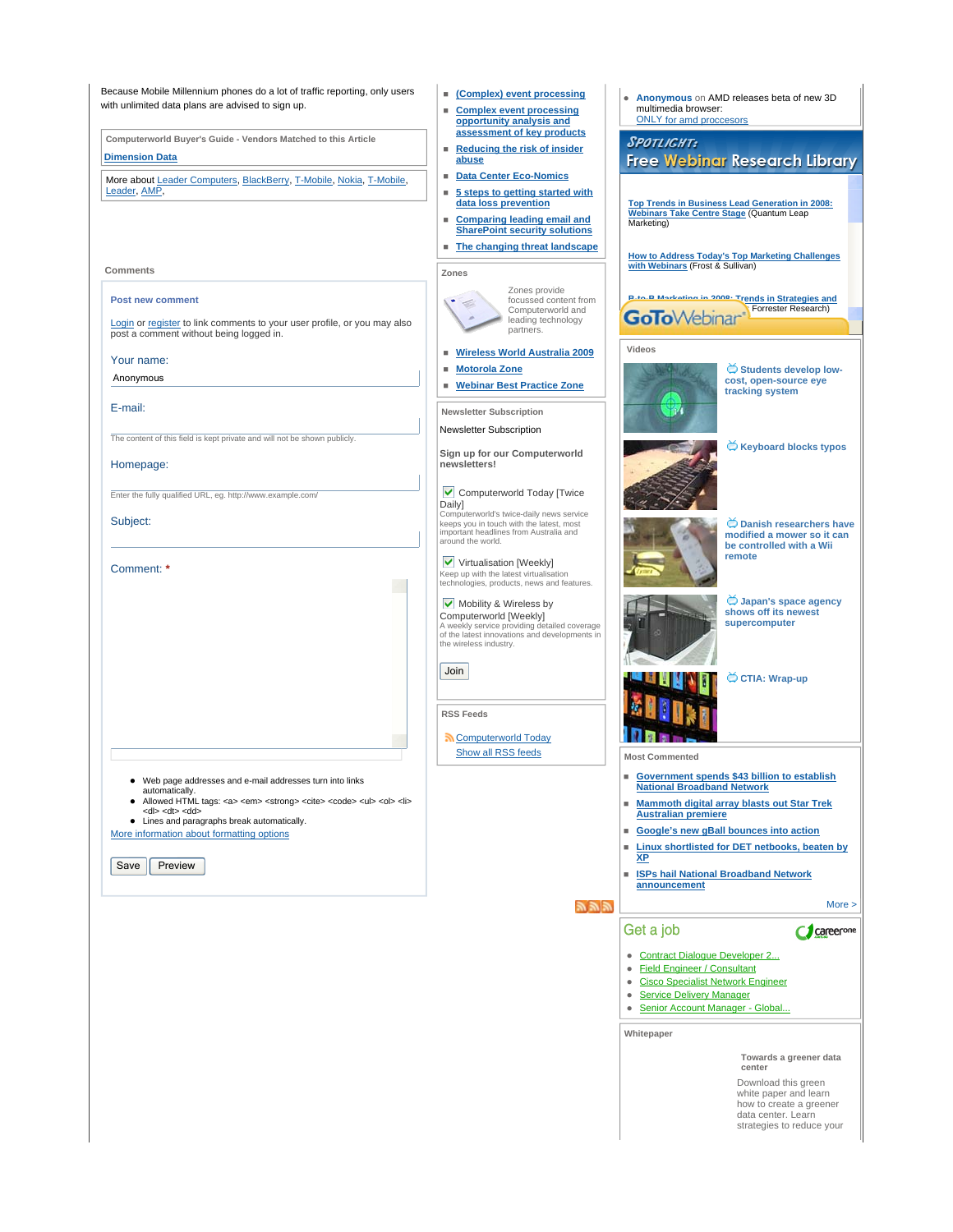Because Mobile Millennium phones do a lot of traffic reporting, only users with unlimited data plans are advised to sign up.

Computerworld Buyer's Guide - Vendors Matched to this Article

Dimension Data

More about Leader Computers, BlackBerry, T-Mobile, Nokia, T-Mobile, Leader, AMP,

## Comments

### Post new comment

Login or register to link comments to your user profile, or you may also post a comment without being logged in.

Your name:

Anonymous

E-mail:

The content of this field is kept private and will not be shown publicly.

Homepage:

Enter the fully qualified URL, eg. http://www.example.com/

Subject:

Comment: *

- Web page addresses and e-mail addresses turn into links automatically.
- Allowed HTML tags: <a> <em> <strong> <cite> <code> <ul> <ol> <li> <dl> <dt> <dd>
- Lines and paragraphs break automatically.

More information about formatting options

Save | Preview

- (Complex) event processing
- Complex event processing opportunity analysis and assessment of key products
- Reducing the risk of insider abuse
- Data Center Eco-Nomics
- 5 steps to getting started with data loss prevention
- Comparing leading email and SharePoint security solutions
- The changing threat landscape

## Zones

Zones provide focussed content from Computerworld and leading technology partners.

- Wireless World Australia 2009
- Motorola Zone
- Webinar Best Practice Zone

## Newsletter Subscription

Newsletter Subscription

**Sign up for our Computerworld newsletters!**

- [x] Computerworld Today [Twice Daily]
  Computerworld's twice-daily news service keeps you in touch with the latest, most important headlines from Australia and around the world.
- [x] Virtualisation [Weekly]
  Keep up with the latest virtualisation technologies, products, news and features.
- [x] Mobility & Wireless by Computerworld [Weekly]
  A weekly service providing detailed coverage of the latest innovations and developments in the wireless industry.

Join

## RSS Feeds

Computerworld Today

Show all RSS feeds

- **Anonymous** on AMD releases beta of new 3D multimedia browser:
  ONLY for amd proccesors

SPOTLIGHT: Free Webinar Research Library

Top Trends in Business Lead Generation in 2008: Webinars Take Centre Stage (Quantum Leap Marketing)

How to Address Today's Top Marketing Challenges with Webinars (Frost & Sullivan)

B-to-B Marketing in 2008: Trends in Strategies and ... Forrester Research)

GoToWebinar

## Videos

- Students develop low-cost, open-source eye tracking system
- Keyboard blocks typos
- Danish researchers have modified a mower so it can be controlled with a Wii remote
- Japan's space agency shows off its newest supercomputer
- CTIA: Wrap-up

## Most Commented

- Government spends $43 billion to establish National Broadband Network
- Mammoth digital array blasts out Star Trek Australian premiere
- Google's new gBall bounces into action
- Linux shortlisted for DET netbooks, beaten by XP
- ISPs hail National Broadband Network announcement

More >

## Get a job

careerone

- Contract Dialogue Developer 2...
- Field Engineer / Consultant
- Cisco Specialist Network Engineer
- Service Delivery Manager
- Senior Account Manager - Global...

## Whitepaper

**Towards a greener data center**

Download this green white paper and learn how to create a greener data center. Learn strategies to reduce your